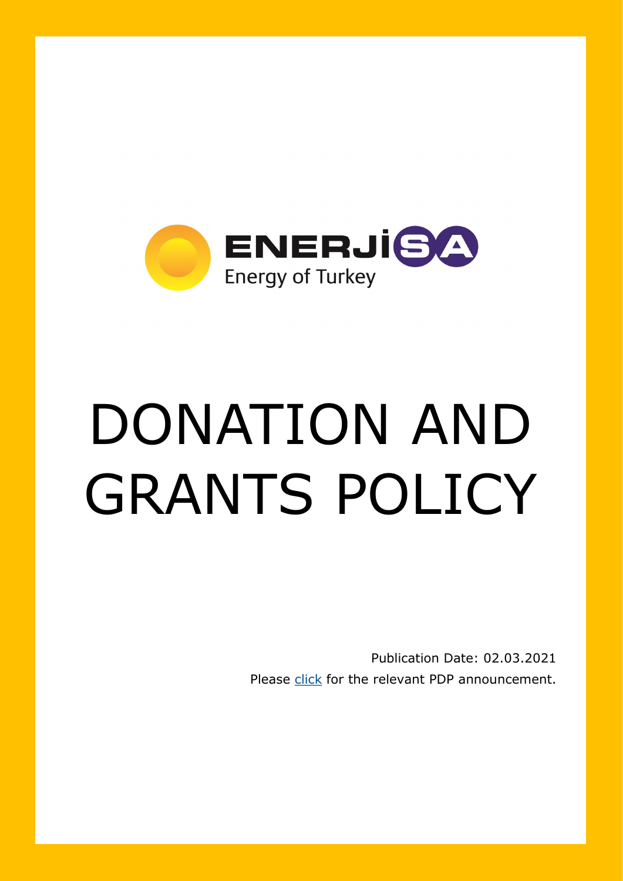ENERJİSA
Energy of Turkey

# DONATION AND GRANTS POLICY

Publication Date: 02.03.2021

Please [click](#) for the relevant PDP announcement.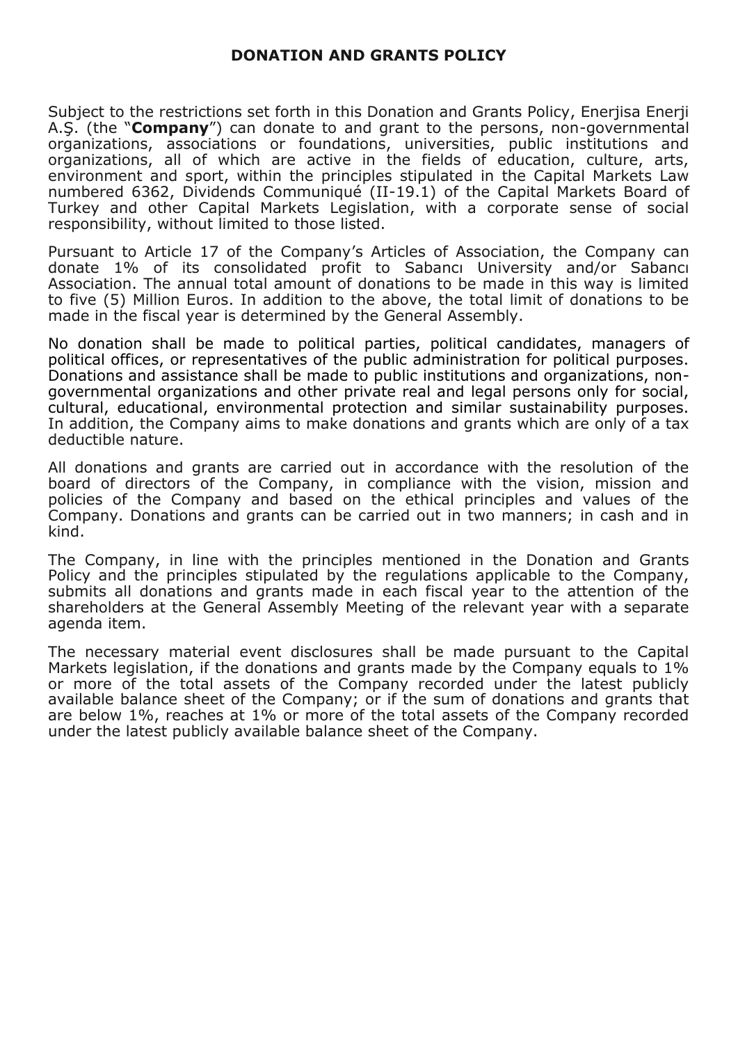# DONATION AND GRANTS POLICY

Subject to the restrictions set forth in this Donation and Grants Policy, Enerjisa Enerji A.Ş. (the "**Company**") can donate to and grant to the persons, non-governmental organizations, associations or foundations, universities, public institutions and organizations, all of which are active in the fields of education, culture, arts, environment and sport, within the principles stipulated in the Capital Markets Law numbered 6362, Dividends Communiqué (II-19.1) of the Capital Markets Board of Turkey and other Capital Markets Legislation, with a corporate sense of social responsibility, without limited to those listed.

Pursuant to Article 17 of the Company's Articles of Association, the Company can donate 1% of its consolidated profit to Sabancı University and/or Sabancı Association. The annual total amount of donations to be made in this way is limited to five (5) Million Euros. In addition to the above, the total limit of donations to be made in the fiscal year is determined by the General Assembly.

No donation shall be made to political parties, political candidates, managers of political offices, or representatives of the public administration for political purposes. Donations and assistance shall be made to public institutions and organizations, non-governmental organizations and other private real and legal persons only for social, cultural, educational, environmental protection and similar sustainability purposes. In addition, the Company aims to make donations and grants which are only of a tax deductible nature.

All donations and grants are carried out in accordance with the resolution of the board of directors of the Company, in compliance with the vision, mission and policies of the Company and based on the ethical principles and values of the Company. Donations and grants can be carried out in two manners; in cash and in kind.

The Company, in line with the principles mentioned in the Donation and Grants Policy and the principles stipulated by the regulations applicable to the Company, submits all donations and grants made in each fiscal year to the attention of the shareholders at the General Assembly Meeting of the relevant year with a separate agenda item.

The necessary material event disclosures shall be made pursuant to the Capital Markets legislation, if the donations and grants made by the Company equals to 1% or more of the total assets of the Company recorded under the latest publicly available balance sheet of the Company; or if the sum of donations and grants that are below 1%, reaches at 1% or more of the total assets of the Company recorded under the latest publicly available balance sheet of the Company.